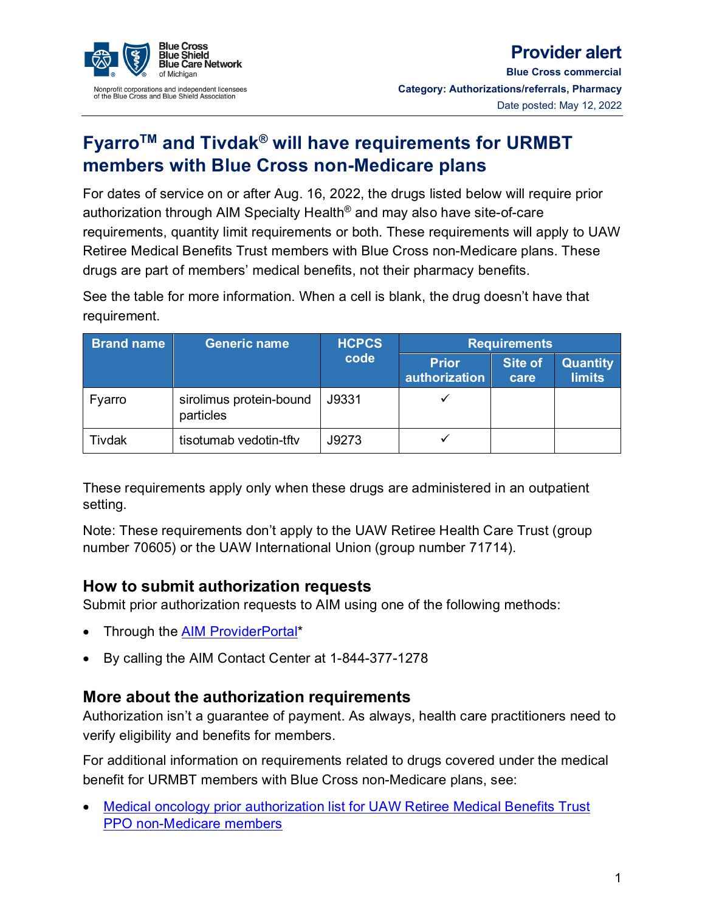Blue Cross Blue Shield Blue Care Network of Michigan

Nonprofit corporations and independent licensees of the Blue Cross and Blue Shield Association

**Provider alert**

**Blue Cross commercial**

**Category: Authorizations/referrals, Pharmacy**

Date posted: May 12, 2022

# Fyarro™ and Tivdak® will have requirements for URMBT members with Blue Cross non-Medicare plans

For dates of service on or after Aug. 16, 2022, the drugs listed below will require prior authorization through AIM Specialty Health® and may also have site-of-care requirements, quantity limit requirements or both. These requirements will apply to UAW Retiree Medical Benefits Trust members with Blue Cross non-Medicare plans. These drugs are part of members' medical benefits, not their pharmacy benefits.

See the table for more information. When a cell is blank, the drug doesn't have that requirement.

| Brand name | Generic name | HCPCS code | Requirements | | |
|---|---|---|---|---|---|
| | | | Prior authorization | Site of care | Quantity limits |
| Fyarro | sirolimus protein-bound particles | J9331 | ✓ | | |
| Tivdak | tisotumab vedotin-tftv | J9273 | ✓ | | |

These requirements apply only when these drugs are administered in an outpatient setting.

Note: These requirements don't apply to the UAW Retiree Health Care Trust (group number 70605) or the UAW International Union (group number 71714).

## How to submit authorization requests

Submit prior authorization requests to AIM using one of the following methods:

- Through the AIM ProviderPortal*
- By calling the AIM Contact Center at 1-844-377-1278

## More about the authorization requirements

Authorization isn't a guarantee of payment. As always, health care practitioners need to verify eligibility and benefits for members.

For additional information on requirements related to drugs covered under the medical benefit for URMBT members with Blue Cross non-Medicare plans, see:

- Medical oncology prior authorization list for UAW Retiree Medical Benefits Trust PPO non-Medicare members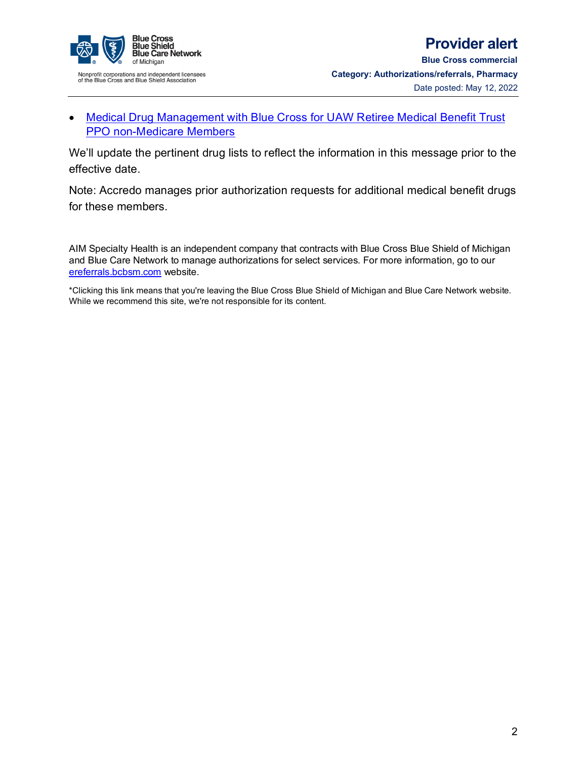- [Medical Drug Management with Blue Cross for UAW Retiree Medical Benefit Trust PPO non-Medicare Members](#)

We'll update the pertinent drug lists to reflect the information in this message prior to the effective date.

Note: Accredo manages prior authorization requests for additional medical benefit drugs for these members.

AIM Specialty Health is an independent company that contracts with Blue Cross Blue Shield of Michigan and Blue Care Network to manage authorizations for select services. For more information, go to our [ereferrals.bcbsm.com](#) website.

*Clicking this link means that you're leaving the Blue Cross Blue Shield of Michigan and Blue Care Network website. While we recommend this site, we're not responsible for its content.